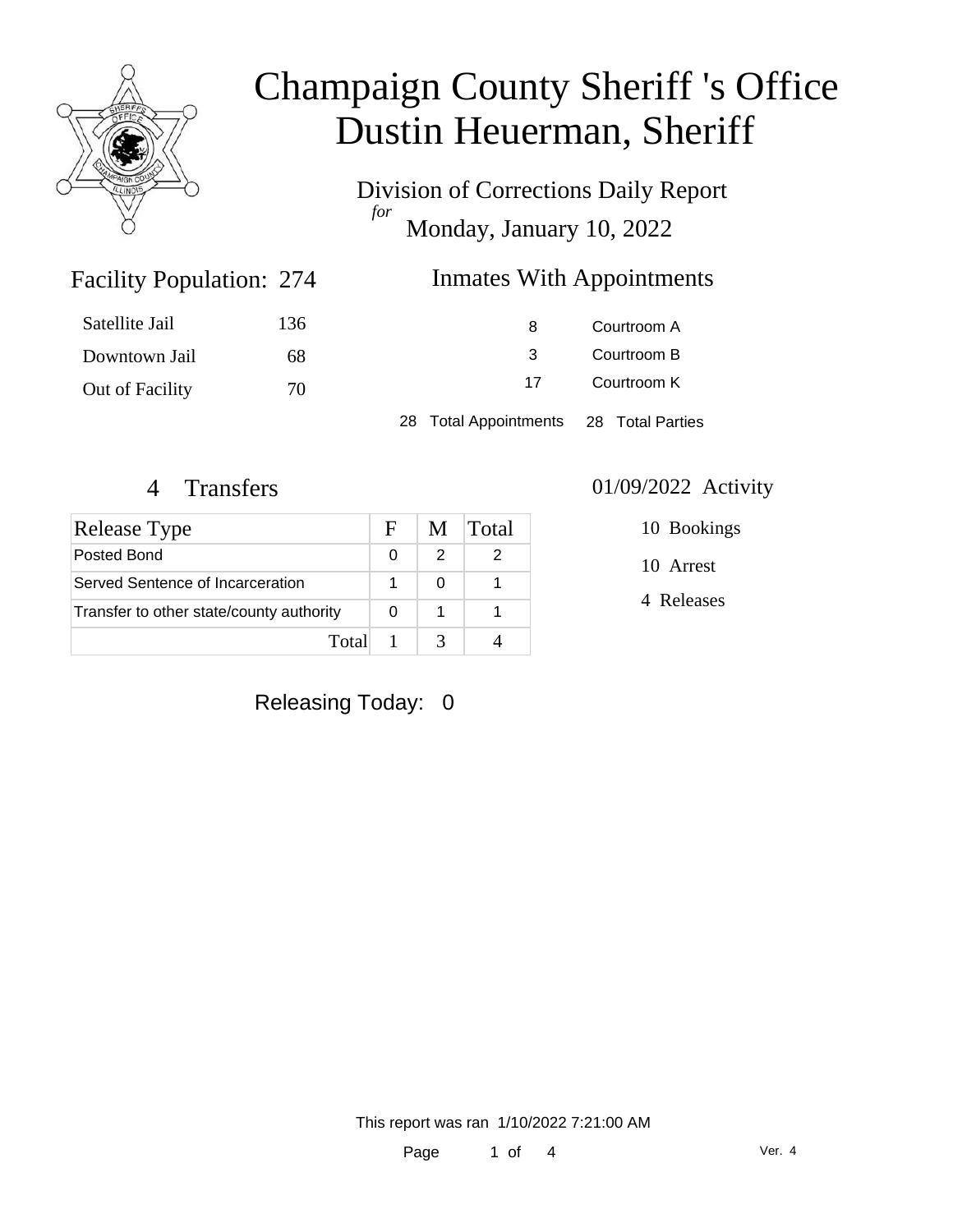# Champaign County Sheriff 's Office
# Dustin Heuerman, Sheriff

Division of Corrections Daily Report

*for*

Monday, January 10, 2022

## Facility Population: 274

| | |
|---|---|
| Satellite Jail | 136 |
| Downtown Jail | 68 |
| Out of Facility | 70 |

## Inmates With Appointments

| | |
|---|---|
| 8 | Courtroom A |
| 3 | Courtroom B |
| 17 | Courtroom K |

28 Total Appointments   28 Total Parties

## 4 Transfers

| Release Type | F | M | Total |
|---|---|---|---|
| Posted Bond | 0 | 2 | 2 |
| Served Sentence of Incarceration | 1 | 0 | 1 |
| Transfer to other state/county authority | 0 | 1 | 1 |
| Total | 1 | 3 | 4 |

## 01/09/2022 Activity

10 Bookings

10 Arrest

4 Releases

Releasing Today: 0

This report was ran 1/10/2022 7:21:00 AM

Ver. 4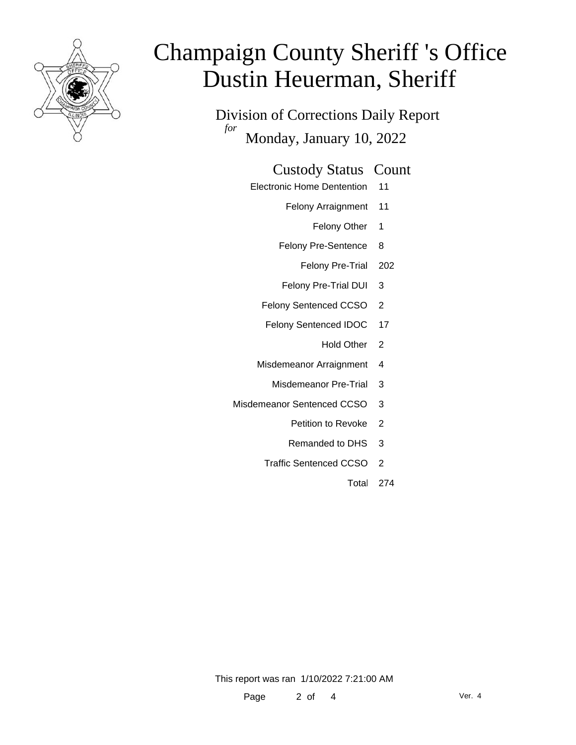# Champaign County Sheriff 's Office
# Dustin Heuerman, Sheriff

## Division of Corrections Daily Report
*for*
## Monday, January 10, 2022

| Custody Status | Count |
|---|---|
| Electronic Home Dentention | 11 |
| Felony Arraignment | 11 |
| Felony Other | 1 |
| Felony Pre-Sentence | 8 |
| Felony Pre-Trial | 202 |
| Felony Pre-Trial DUI | 3 |
| Felony Sentenced CCSO | 2 |
| Felony Sentenced IDOC | 17 |
| Hold Other | 2 |
| Misdemeanor Arraignment | 4 |
| Misdemeanor Pre-Trial | 3 |
| Misdemeanor Sentenced CCSO | 3 |
| Petition to Revoke | 2 |
| Remanded to DHS | 3 |
| Traffic Sentenced CCSO | 2 |
| Total | 274 |

This report was ran 1/10/2022 7:21:00 AM

Ver. 4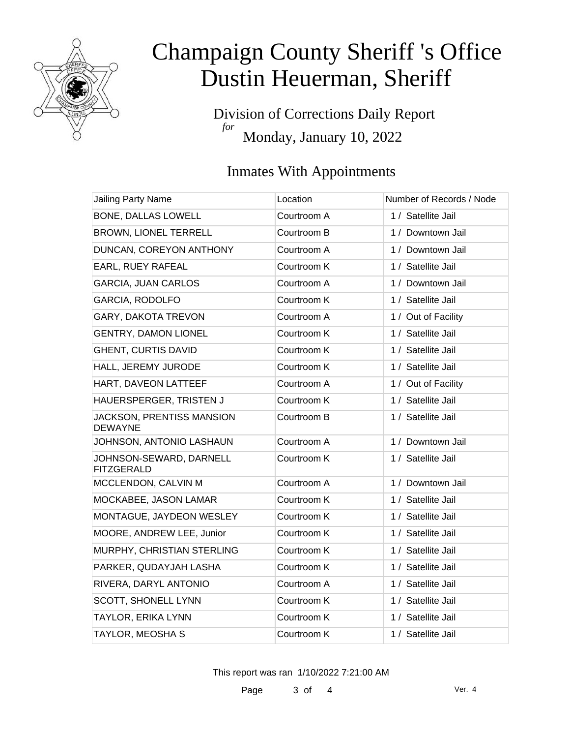# Champaign County Sheriff 's Office
# Dustin Heuerman, Sheriff

Division of Corrections Daily Report
*for*
Monday, January 10, 2022

## Inmates With Appointments

| Jailing Party Name | Location | Number of Records / Node |
|---|---|---|
| BONE, DALLAS LOWELL | Courtroom A | 1 / Satellite Jail |
| BROWN, LIONEL TERRELL | Courtroom B | 1 / Downtown Jail |
| DUNCAN, COREYON ANTHONY | Courtroom A | 1 / Downtown Jail |
| EARL, RUEY RAFEAL | Courtroom K | 1 / Satellite Jail |
| GARCIA, JUAN CARLOS | Courtroom A | 1 / Downtown Jail |
| GARCIA, RODOLFO | Courtroom K | 1 / Satellite Jail |
| GARY, DAKOTA TREVON | Courtroom A | 1 / Out of Facility |
| GENTRY, DAMON LIONEL | Courtroom K | 1 / Satellite Jail |
| GHENT, CURTIS DAVID | Courtroom K | 1 / Satellite Jail |
| HALL, JEREMY JURODE | Courtroom K | 1 / Satellite Jail |
| HART, DAVEON LATTEEF | Courtroom A | 1 / Out of Facility |
| HAUERSPERGER, TRISTEN J | Courtroom K | 1 / Satellite Jail |
| JACKSON, PRENTISS MANSION DEWAYNE | Courtroom B | 1 / Satellite Jail |
| JOHNSON, ANTONIO LASHAUN | Courtroom A | 1 / Downtown Jail |
| JOHNSON-SEWARD, DARNELL FITZGERALD | Courtroom K | 1 / Satellite Jail |
| MCCLENDON, CALVIN M | Courtroom A | 1 / Downtown Jail |
| MOCKABEE, JASON LAMAR | Courtroom K | 1 / Satellite Jail |
| MONTAGUE, JAYDEON WESLEY | Courtroom K | 1 / Satellite Jail |
| MOORE, ANDREW LEE, Junior | Courtroom K | 1 / Satellite Jail |
| MURPHY, CHRISTIAN STERLING | Courtroom K | 1 / Satellite Jail |
| PARKER, QUDAYJAH LASHA | Courtroom K | 1 / Satellite Jail |
| RIVERA, DARYL ANTONIO | Courtroom A | 1 / Satellite Jail |
| SCOTT, SHONELL LYNN | Courtroom K | 1 / Satellite Jail |
| TAYLOR, ERIKA LYNN | Courtroom K | 1 / Satellite Jail |
| TAYLOR, MEOSHA S | Courtroom K | 1 / Satellite Jail |

This report was ran 1/10/2022 7:21:00 AM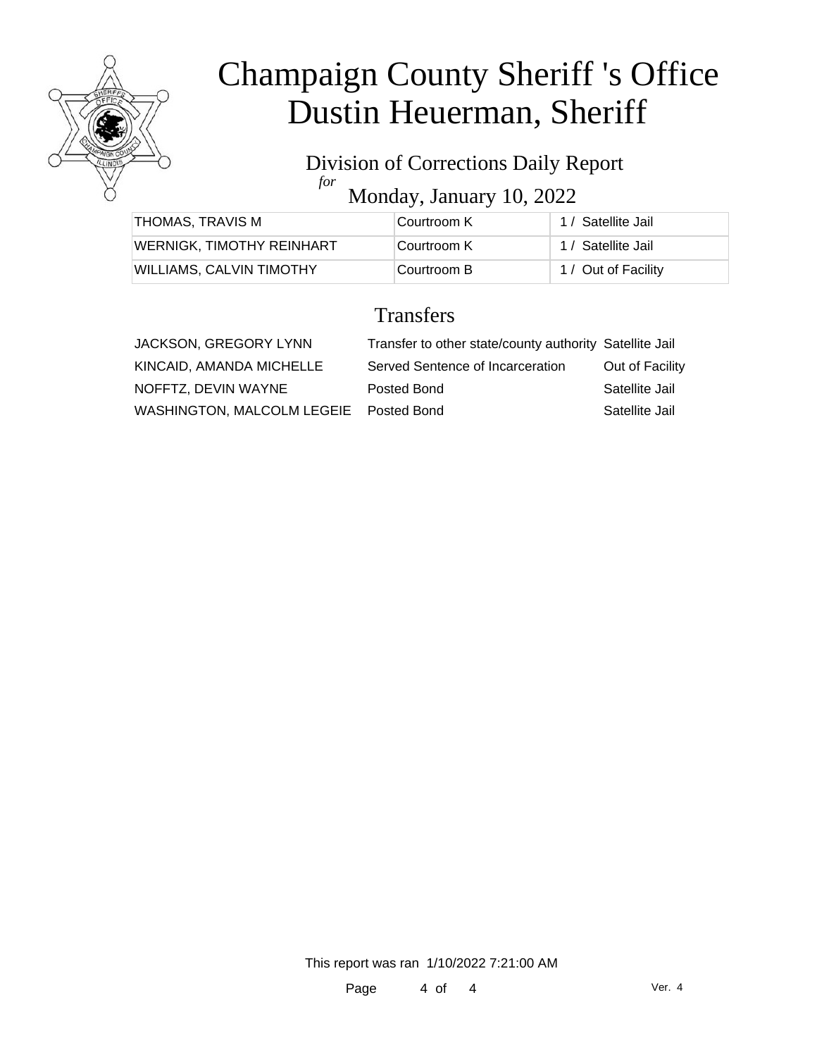# Champaign County Sheriff 's Office
# Dustin Heuerman, Sheriff

## Division of Corrections Daily Report

*for*

## Monday, January 10, 2022

| | | |
|---|---|---|
| THOMAS, TRAVIS M | Courtroom K | 1 / Satellite Jail |
| WERNIGK, TIMOTHY REINHART | Courtroom K | 1 / Satellite Jail |
| WILLIAMS, CALVIN TIMOTHY | Courtroom B | 1 / Out of Facility |

## Transfers

| | | |
|---|---|---|
| JACKSON, GREGORY LYNN | Transfer to other state/county authority | Satellite Jail |
| KINCAID, AMANDA MICHELLE | Served Sentence of Incarceration | Out of Facility |
| NOFFTZ, DEVIN WAYNE | Posted Bond | Satellite Jail |
| WASHINGTON, MALCOLM LEGEIE | Posted Bond | Satellite Jail |

This report was ran 1/10/2022 7:21:00 AM

Ver. 4